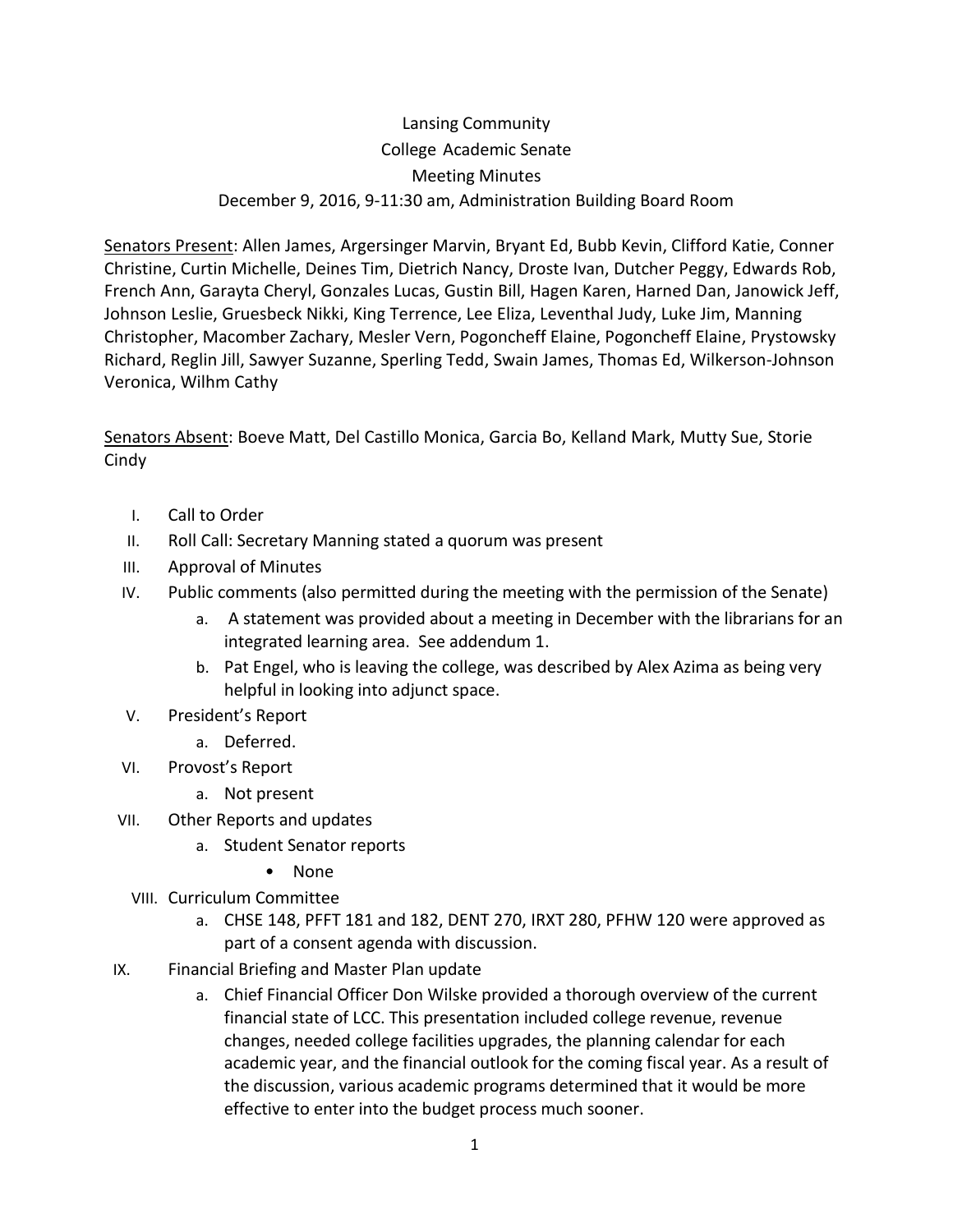# Lansing Community College Academic Senate Meeting Minutes

December 9, 2016, 9-11:30 am, Administration Building Board Room

Senators Present: Allen James, Argersinger Marvin, Bryant Ed, Bubb Kevin, Clifford Katie, Conner Christine, Curtin Michelle, Deines Tim, Dietrich Nancy, Droste Ivan, Dutcher Peggy, Edwards Rob, French Ann, Garayta Cheryl, Gonzales Lucas, Gustin Bill, Hagen Karen, Harned Dan, Janowick Jeff, Johnson Leslie, Gruesbeck Nikki, King Terrence, Lee Eliza, Leventhal Judy, Luke Jim, Manning Christopher, Macomber Zachary, Mesler Vern, Pogoncheff Elaine, Pogoncheff Elaine, Prystowsky Richard, Reglin Jill, Sawyer Suzanne, Sperling Tedd, Swain James, Thomas Ed, Wilkerson-Johnson Veronica, Wilhm Cathy

Senators Absent: Boeve Matt, Del Castillo Monica, Garcia Bo, Kelland Mark, Mutty Sue, Storie Cindy

I. Call to Order
II. Roll Call: Secretary Manning stated a quorum was present
III. Approval of Minutes
IV. Public comments (also permitted during the meeting with the permission of the Senate)
    a. A statement was provided about a meeting in December with the librarians for an integrated learning area. See addendum 1.
    b. Pat Engel, who is leaving the college, was described by Alex Azima as being very helpful in looking into adjunct space.
V. President's Report
    a. Deferred.
VI. Provost's Report
    a. Not present
VII. Other Reports and updates
    a. Student Senator reports
        - None
VIII. Curriculum Committee
    a. CHSE 148, PFFT 181 and 182, DENT 270, IRXT 280, PFHW 120 were approved as part of a consent agenda with discussion.
IX. Financial Briefing and Master Plan update
    a. Chief Financial Officer Don Wilske provided a thorough overview of the current financial state of LCC. This presentation included college revenue, revenue changes, needed college facilities upgrades, the planning calendar for each academic year, and the financial outlook for the coming fiscal year. As a result of the discussion, various academic programs determined that it would be more effective to enter into the budget process much sooner.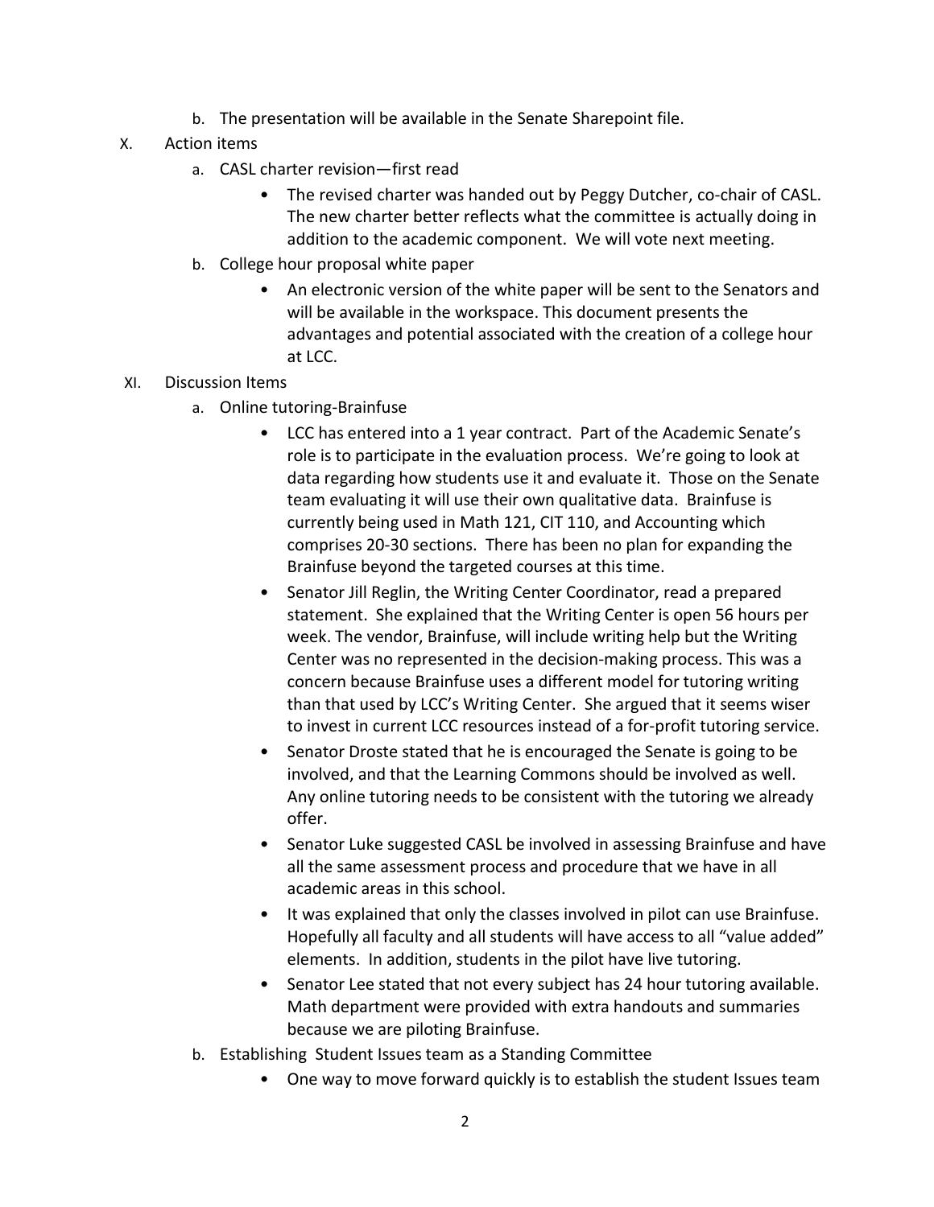b. The presentation will be available in the Senate Sharepoint file.

X. Action items

   a. CASL charter revision—first read
      - The revised charter was handed out by Peggy Dutcher, co-chair of CASL. The new charter better reflects what the committee is actually doing in addition to the academic component. We will vote next meeting.

   b. College hour proposal white paper
      - An electronic version of the white paper will be sent to the Senators and will be available in the workspace. This document presents the advantages and potential associated with the creation of a college hour at LCC.

XI. Discussion Items

   a. Online tutoring-Brainfuse
      - LCC has entered into a 1 year contract. Part of the Academic Senate's role is to participate in the evaluation process. We're going to look at data regarding how students use it and evaluate it. Those on the Senate team evaluating it will use their own qualitative data. Brainfuse is currently being used in Math 121, CIT 110, and Accounting which comprises 20-30 sections. There has been no plan for expanding the Brainfuse beyond the targeted courses at this time.
      - Senator Jill Reglin, the Writing Center Coordinator, read a prepared statement. She explained that the Writing Center is open 56 hours per week. The vendor, Brainfuse, will include writing help but the Writing Center was no represented in the decision-making process. This was a concern because Brainfuse uses a different model for tutoring writing than that used by LCC's Writing Center. She argued that it seems wiser to invest in current LCC resources instead of a for-profit tutoring service.
      - Senator Droste stated that he is encouraged the Senate is going to be involved, and that the Learning Commons should be involved as well. Any online tutoring needs to be consistent with the tutoring we already offer.
      - Senator Luke suggested CASL be involved in assessing Brainfuse and have all the same assessment process and procedure that we have in all academic areas in this school.
      - It was explained that only the classes involved in pilot can use Brainfuse. Hopefully all faculty and all students will have access to all "value added" elements. In addition, students in the pilot have live tutoring.
      - Senator Lee stated that not every subject has 24 hour tutoring available. Math department were provided with extra handouts and summaries because we are piloting Brainfuse.

   b. Establishing Student Issues team as a Standing Committee
      - One way to move forward quickly is to establish the student Issues team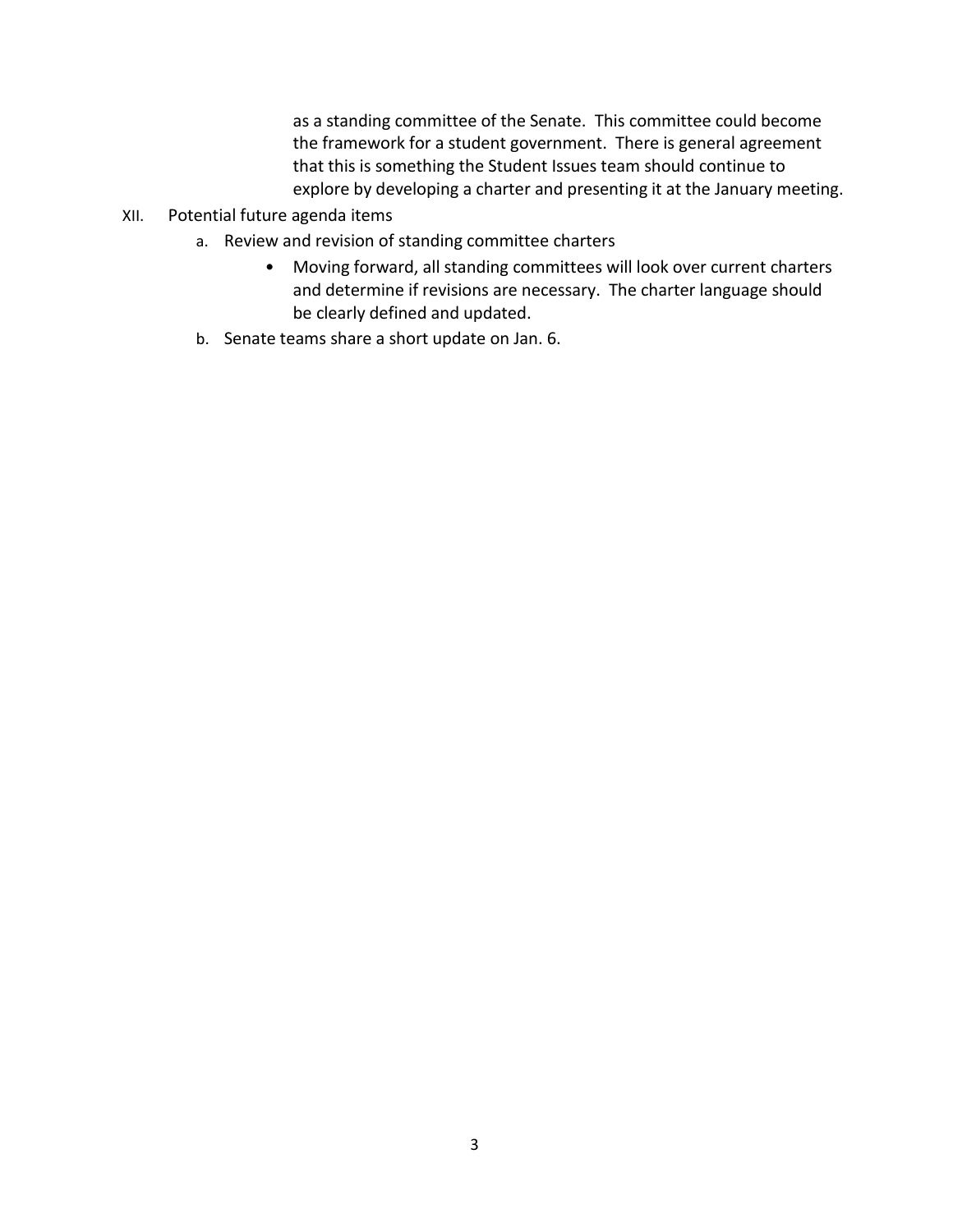as a standing committee of the Senate. This committee could become the framework for a student government. There is general agreement that this is something the Student Issues team should continue to explore by developing a charter and presenting it at the January meeting.

XII. Potential future agenda items

   a. Review and revision of standing committee charters

      - Moving forward, all standing committees will look over current charters and determine if revisions are necessary. The charter language should be clearly defined and updated.

   b. Senate teams share a short update on Jan. 6.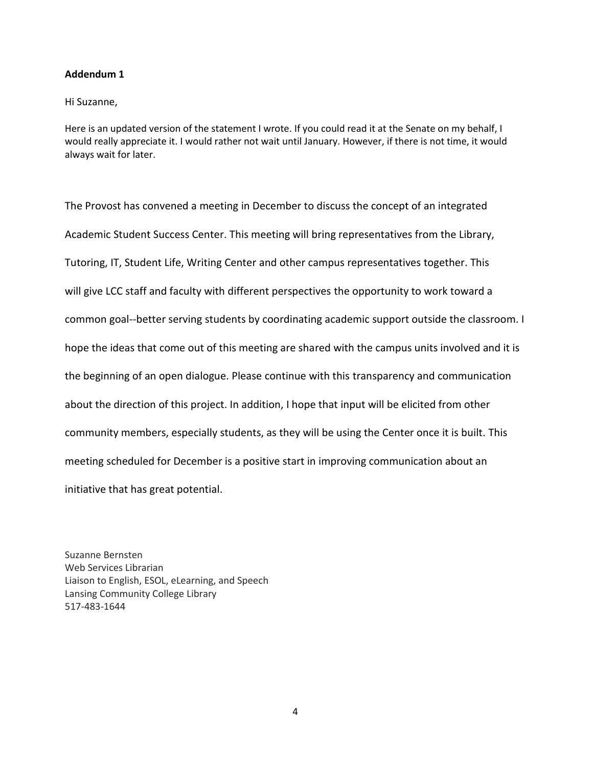**Addendum 1**

Hi Suzanne,

Here is an updated version of the statement I wrote. If you could read it at the Senate on my behalf, I would really appreciate it. I would rather not wait until January. However, if there is not time, it would always wait for later.

The Provost has convened a meeting in December to discuss the concept of an integrated Academic Student Success Center. This meeting will bring representatives from the Library, Tutoring, IT, Student Life, Writing Center and other campus representatives together. This will give LCC staff and faculty with different perspectives the opportunity to work toward a common goal--better serving students by coordinating academic support outside the classroom. I hope the ideas that come out of this meeting are shared with the campus units involved and it is the beginning of an open dialogue. Please continue with this transparency and communication about the direction of this project. In addition, I hope that input will be elicited from other community members, especially students, as they will be using the Center once it is built. This meeting scheduled for December is a positive start in improving communication about an initiative that has great potential.

Suzanne Bernsten
Web Services Librarian
Liaison to English, ESOL, eLearning, and Speech
Lansing Community College Library
517-483-1644